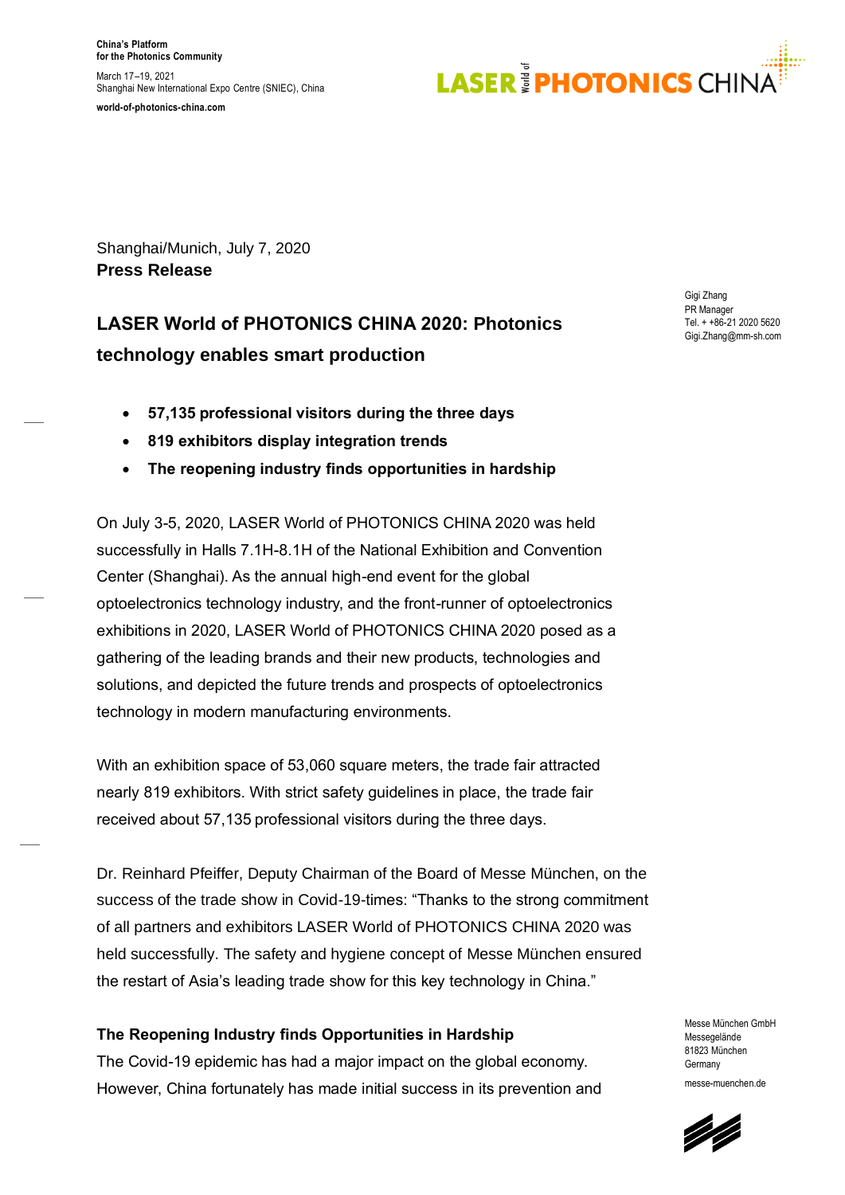China's Platform
for the Photonics Community

March 17–19, 2021
Shanghai New International Expo Centre (SNIEC), China

world-of-photonics-china.com

Shanghai/Munich, July 7, 2020
**Press Release**

Gigi Zhang
PR Manager
Tel. + +86-21 2020 5620
Gigi.Zhang@mm-sh.com

# LASER World of PHOTONICS CHINA 2020: Photonics technology enables smart production

- **57,135 professional visitors during the three days**
- **819 exhibitors display integration trends**
- **The reopening industry finds opportunities in hardship**

On July 3-5, 2020, LASER World of PHOTONICS CHINA 2020 was held successfully in Halls 7.1H-8.1H of the National Exhibition and Convention Center (Shanghai). As the annual high-end event for the global optoelectronics technology industry, and the front-runner of optoelectronics exhibitions in 2020, LASER World of PHOTONICS CHINA 2020 posed as a gathering of the leading brands and their new products, technologies and solutions, and depicted the future trends and prospects of optoelectronics technology in modern manufacturing environments.

With an exhibition space of 53,060 square meters, the trade fair attracted nearly 819 exhibitors. With strict safety guidelines in place, the trade fair received about 57,135 professional visitors during the three days.

Dr. Reinhard Pfeiffer, Deputy Chairman of the Board of Messe München, on the success of the trade show in Covid-19-times: "Thanks to the strong commitment of all partners and exhibitors LASER World of PHOTONICS CHINA 2020 was held successfully. The safety and hygiene concept of Messe München ensured the restart of Asia's leading trade show for this key technology in China."

## The Reopening Industry finds Opportunities in Hardship

The Covid-19 epidemic has had a major impact on the global economy. However, China fortunately has made initial success in its prevention and

Messe München GmbH
Messegelände
81823 München
Germany

messe-muenchen.de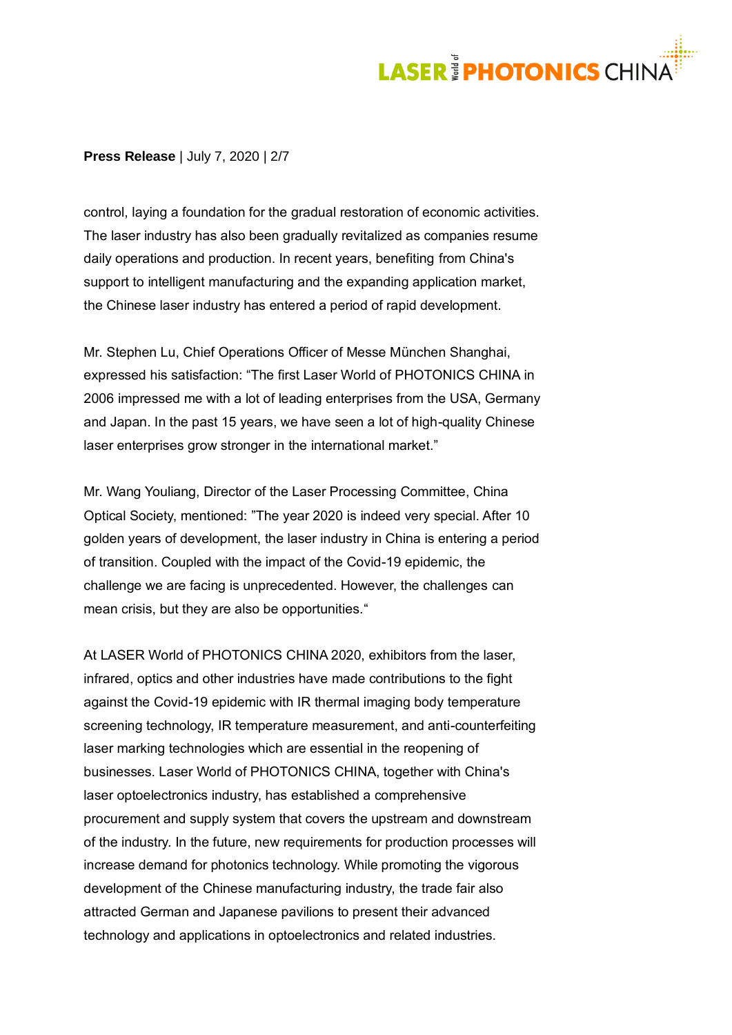control, laying a foundation for the gradual restoration of economic activities. The laser industry has also been gradually revitalized as companies resume daily operations and production. In recent years, benefiting from China's support to intelligent manufacturing and the expanding application market, the Chinese laser industry has entered a period of rapid development.

Mr. Stephen Lu, Chief Operations Officer of Messe München Shanghai, expressed his satisfaction: "The first Laser World of PHOTONICS CHINA in 2006 impressed me with a lot of leading enterprises from the USA, Germany and Japan. In the past 15 years, we have seen a lot of high-quality Chinese laser enterprises grow stronger in the international market."

Mr. Wang Youliang, Director of the Laser Processing Committee, China Optical Society, mentioned: "The year 2020 is indeed very special. After 10 golden years of development, the laser industry in China is entering a period of transition. Coupled with the impact of the Covid-19 epidemic, the challenge we are facing is unprecedented. However, the challenges can mean crisis, but they are also be opportunities."

At LASER World of PHOTONICS CHINA 2020, exhibitors from the laser, infrared, optics and other industries have made contributions to the fight against the Covid-19 epidemic with IR thermal imaging body temperature screening technology, IR temperature measurement, and anti-counterfeiting laser marking technologies which are essential in the reopening of businesses. Laser World of PHOTONICS CHINA, together with China's laser optoelectronics industry, has established a comprehensive procurement and supply system that covers the upstream and downstream of the industry. In the future, new requirements for production processes will increase demand for photonics technology. While promoting the vigorous development of the Chinese manufacturing industry, the trade fair also attracted German and Japanese pavilions to present their advanced technology and applications in optoelectronics and related industries.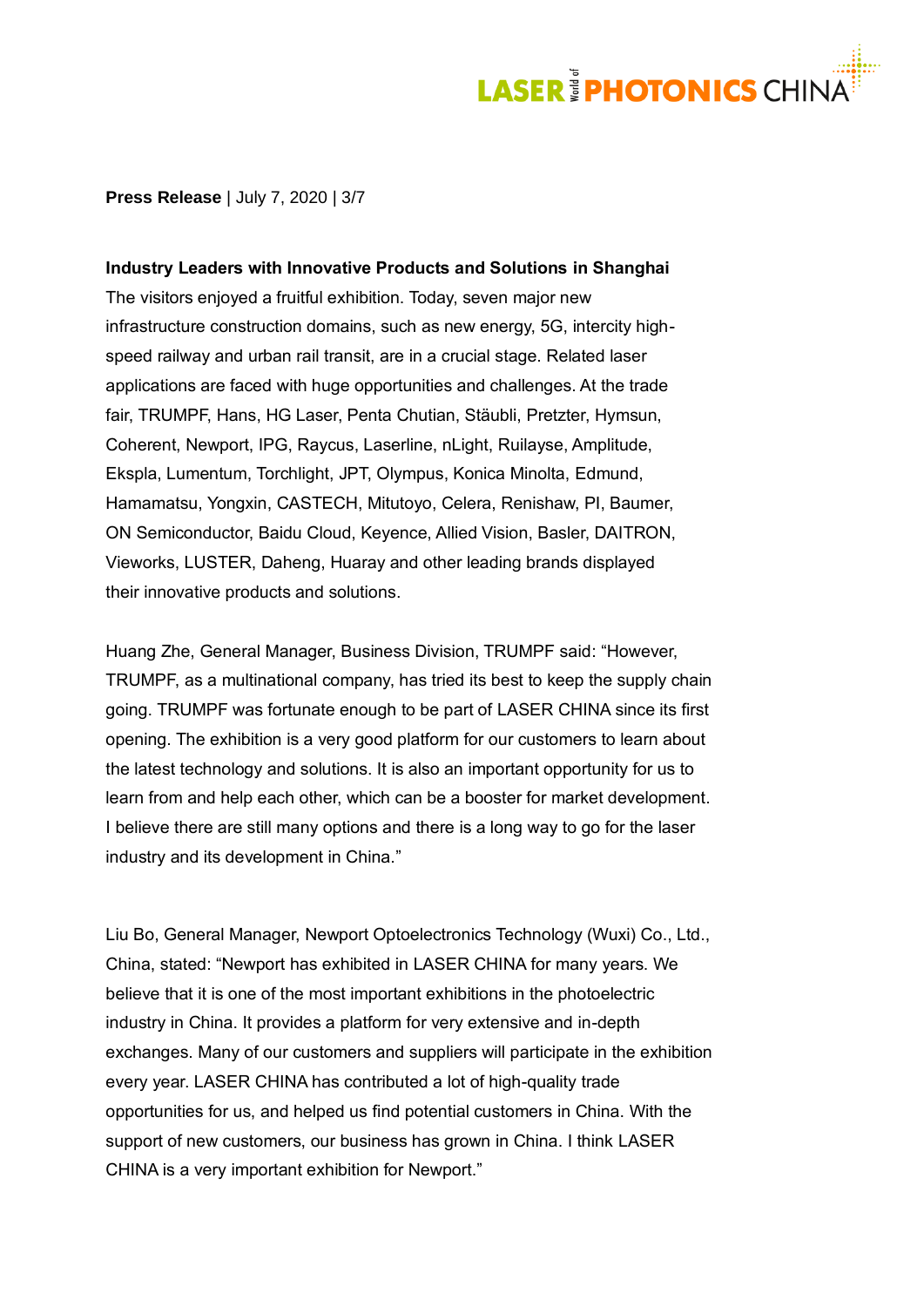**Press Release** | July 7, 2020 | 3/7

**Industry Leaders with Innovative Products and Solutions in Shanghai**

The visitors enjoyed a fruitful exhibition. Today, seven major new infrastructure construction domains, such as new energy, 5G, intercity high-speed railway and urban rail transit, are in a crucial stage. Related laser applications are faced with huge opportunities and challenges. At the trade fair, TRUMPF, Hans, HG Laser, Penta Chutian, Stäubli, Pretzter, Hymsun, Coherent, Newport, IPG, Raycus, Laserline, nLight, Ruilayse, Amplitude, Ekspla, Lumentum, Torchlight, JPT, Olympus, Konica Minolta, Edmund, Hamamatsu, Yongxin, CASTECH, Mitutoyo, Celera, Renishaw, PI, Baumer, ON Semiconductor, Baidu Cloud, Keyence, Allied Vision, Basler, DAITRON, Vieworks, LUSTER, Daheng, Huaray and other leading brands displayed their innovative products and solutions.

Huang Zhe, General Manager, Business Division, TRUMPF said: "However, TRUMPF, as a multinational company, has tried its best to keep the supply chain going. TRUMPF was fortunate enough to be part of LASER CHINA since its first opening. The exhibition is a very good platform for our customers to learn about the latest technology and solutions. It is also an important opportunity for us to learn from and help each other, which can be a booster for market development. I believe there are still many options and there is a long way to go for the laser industry and its development in China."

Liu Bo, General Manager, Newport Optoelectronics Technology (Wuxi) Co., Ltd., China, stated: "Newport has exhibited in LASER CHINA for many years. We believe that it is one of the most important exhibitions in the photoelectric industry in China. It provides a platform for very extensive and in-depth exchanges. Many of our customers and suppliers will participate in the exhibition every year. LASER CHINA has contributed a lot of high-quality trade opportunities for us, and helped us find potential customers in China. With the support of new customers, our business has grown in China. I think LASER CHINA is a very important exhibition for Newport."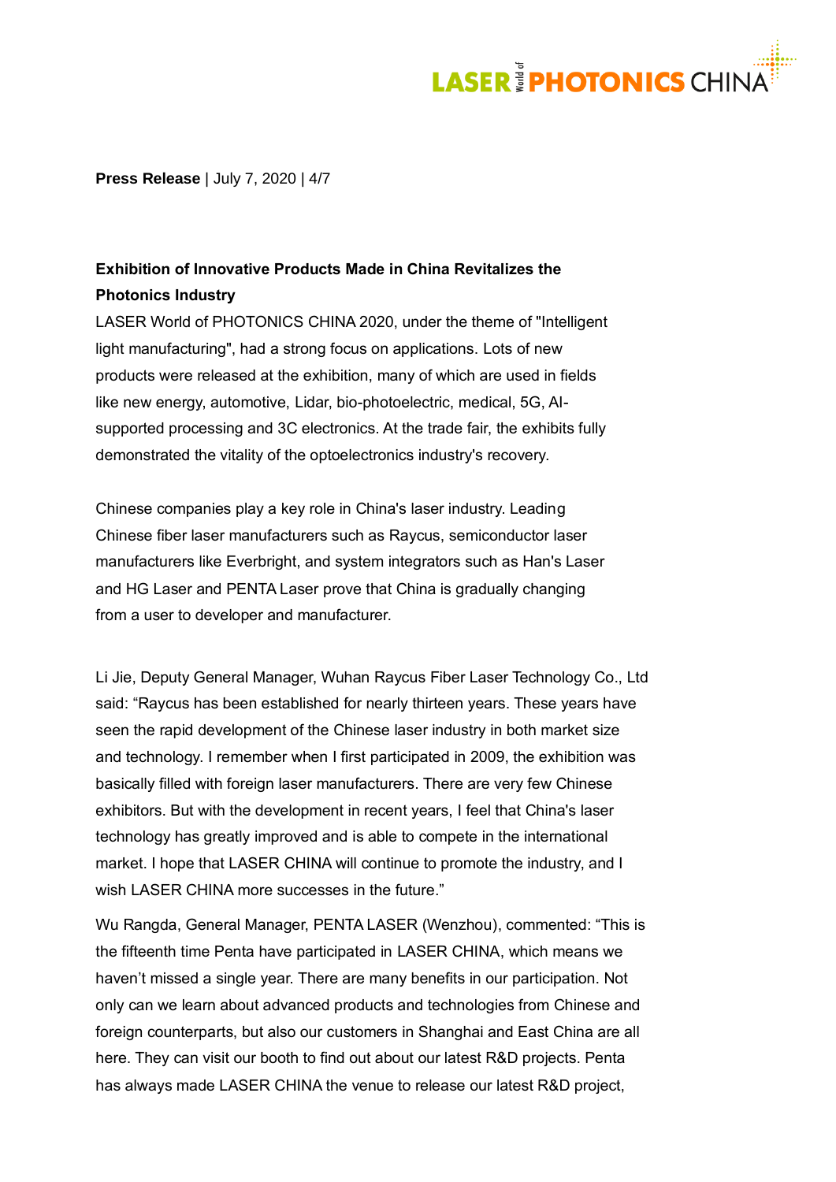**Press Release** | July 7, 2020

**Exhibition of Innovative Products Made in China Revitalizes the Photonics Industry**

LASER World of PHOTONICS CHINA 2020, under the theme of "Intelligent light manufacturing", had a strong focus on applications. Lots of new products were released at the exhibition, many of which are used in fields like new energy, automotive, Lidar, bio-photoelectric, medical, 5G, AI-supported processing and 3C electronics. At the trade fair, the exhibits fully demonstrated the vitality of the optoelectronics industry's recovery.

Chinese companies play a key role in China's laser industry. Leading Chinese fiber laser manufacturers such as Raycus, semiconductor laser manufacturers like Everbright, and system integrators such as Han's Laser and HG Laser and PENTA Laser prove that China is gradually changing from a user to developer and manufacturer.

Li Jie, Deputy General Manager, Wuhan Raycus Fiber Laser Technology Co., Ltd said: “Raycus has been established for nearly thirteen years. These years have seen the rapid development of the Chinese laser industry in both market size and technology. I remember when I first participated in 2009, the exhibition was basically filled with foreign laser manufacturers. There are very few Chinese exhibitors. But with the development in recent years, I feel that China's laser technology has greatly improved and is able to compete in the international market. I hope that LASER CHINA will continue to promote the industry, and I wish LASER CHINA more successes in the future.”

Wu Rangda, General Manager, PENTA LASER (Wenzhou), commented: “This is the fifteenth time Penta have participated in LASER CHINA, which means we haven’t missed a single year. There are many benefits in our participation. Not only can we learn about advanced products and technologies from Chinese and foreign counterparts, but also our customers in Shanghai and East China are all here. They can visit our booth to find out about our latest R&D projects. Penta has always made LASER CHINA the venue to release our latest R&D project,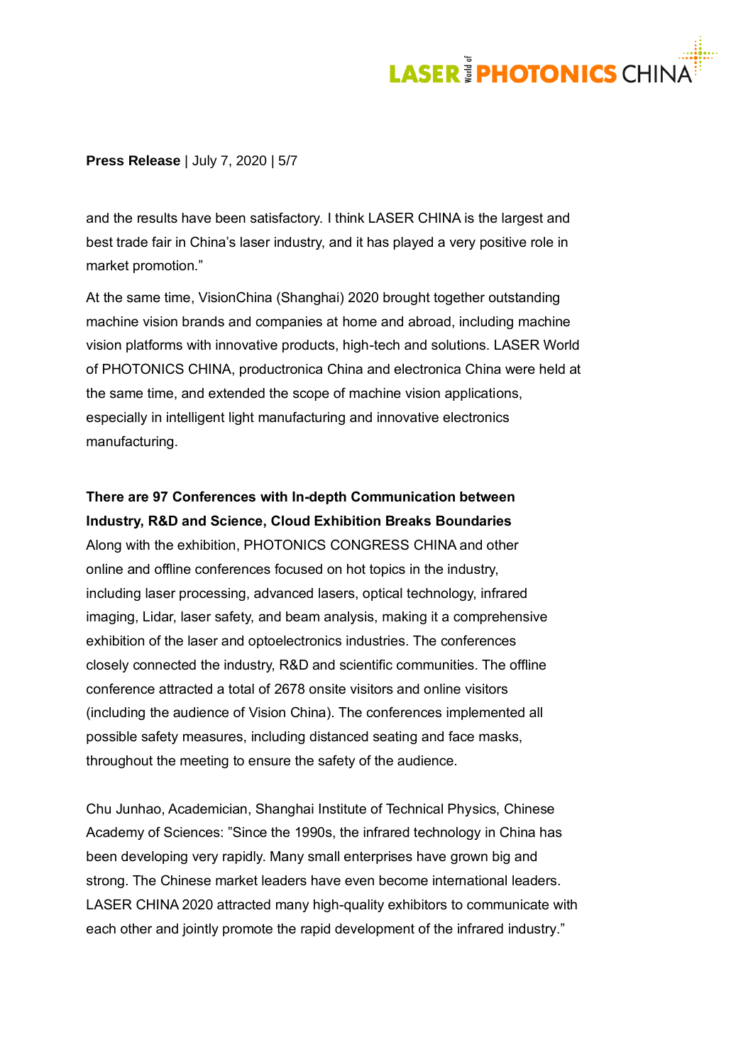and the results have been satisfactory. I think LASER CHINA is the largest and best trade fair in China's laser industry, and it has played a very positive role in market promotion."

At the same time, VisionChina (Shanghai) 2020 brought together outstanding machine vision brands and companies at home and abroad, including machine vision platforms with innovative products, high-tech and solutions. LASER World of PHOTONICS CHINA, productronica China and electronica China were held at the same time, and extended the scope of machine vision applications, especially in intelligent light manufacturing and innovative electronics manufacturing.

**There are 97 Conferences with In-depth Communication between Industry, R&D and Science, Cloud Exhibition Breaks Boundaries**

Along with the exhibition, PHOTONICS CONGRESS CHINA and other online and offline conferences focused on hot topics in the industry, including laser processing, advanced lasers, optical technology, infrared imaging, Lidar, laser safety, and beam analysis, making it a comprehensive exhibition of the laser and optoelectronics industries. The conferences closely connected the industry, R&D and scientific communities. The offline conference attracted a total of 2678 onsite visitors and online visitors (including the audience of Vision China). The conferences implemented all possible safety measures, including distanced seating and face masks, throughout the meeting to ensure the safety of the audience.

Chu Junhao, Academician, Shanghai Institute of Technical Physics, Chinese Academy of Sciences: "Since the 1990s, the infrared technology in China has been developing very rapidly. Many small enterprises have grown big and strong. The Chinese market leaders have even become international leaders. LASER CHINA 2020 attracted many high-quality exhibitors to communicate with each other and jointly promote the rapid development of the infrared industry."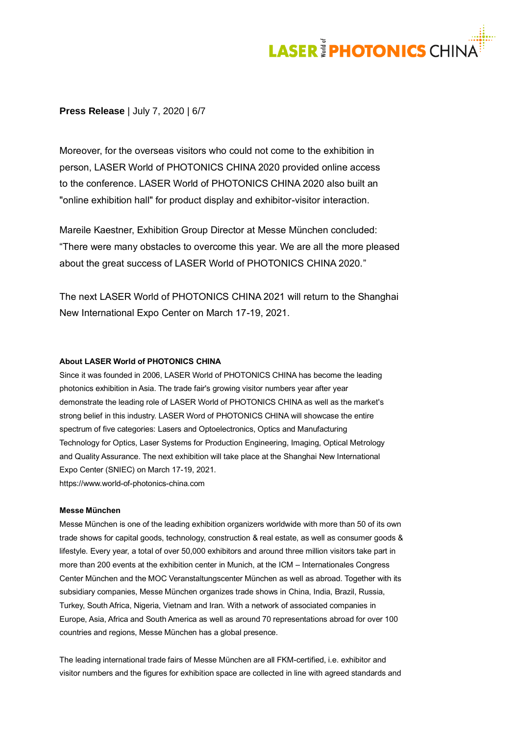**Press Release** | July 7, 2020 | 6/7

Moreover, for the overseas visitors who could not come to the exhibition in person, LASER World of PHOTONICS CHINA 2020 provided online access to the conference. LASER World of PHOTONICS CHINA 2020 also built an "online exhibition hall" for product display and exhibitor-visitor interaction.

Mareile Kaestner, Exhibition Group Director at Messe München concluded: “There were many obstacles to overcome this year. We are all the more pleased about the great success of LASER World of PHOTONICS CHINA 2020.”

The next LASER World of PHOTONICS CHINA 2021 will return to the Shanghai New International Expo Center on March 17-19, 2021.

**About LASER World of PHOTONICS CHINA**

Since it was founded in 2006, LASER World of PHOTONICS CHINA has become the leading photonics exhibition in Asia. The trade fair's growing visitor numbers year after year demonstrate the leading role of LASER World of PHOTONICS CHINA as well as the market's strong belief in this industry. LASER Word of PHOTONICS CHINA will showcase the entire spectrum of five categories: Lasers and Optoelectronics, Optics and Manufacturing Technology for Optics, Laser Systems for Production Engineering, Imaging, Optical Metrology and Quality Assurance. The next exhibition will take place at the Shanghai New International Expo Center (SNIEC) on March 17-19, 2021.
https://www.world-of-photonics-china.com

**Messe München**

Messe München is one of the leading exhibition organizers worldwide with more than 50 of its own trade shows for capital goods, technology, construction & real estate, as well as consumer goods & lifestyle. Every year, a total of over 50,000 exhibitors and around three million visitors take part in more than 200 events at the exhibition center in Munich, at the ICM – Internationales Congress Center München and the MOC Veranstaltungscenter München as well as abroad. Together with its subsidiary companies, Messe München organizes trade shows in China, India, Brazil, Russia, Turkey, South Africa, Nigeria, Vietnam and Iran. With a network of associated companies in Europe, Asia, Africa and South America as well as around 70 representations abroad for over 100 countries and regions, Messe München has a global presence.

The leading international trade fairs of Messe München are all FKM-certified, i.e. exhibitor and visitor numbers and the figures for exhibition space are collected in line with agreed standards and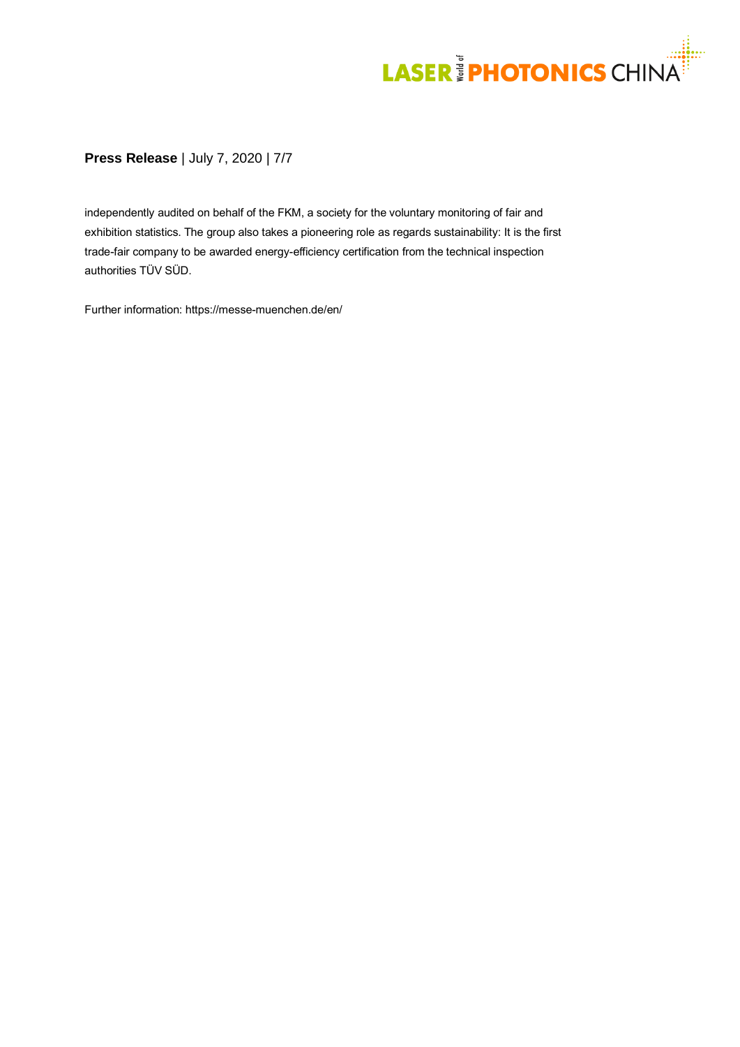independently audited on behalf of the FKM, a society for the voluntary monitoring of fair and exhibition statistics. The group also takes a pioneering role as regards sustainability: It is the first trade-fair company to be awarded energy-efficiency certification from the technical inspection authorities TÜV SÜD.

Further information: https://messe-muenchen.de/en/